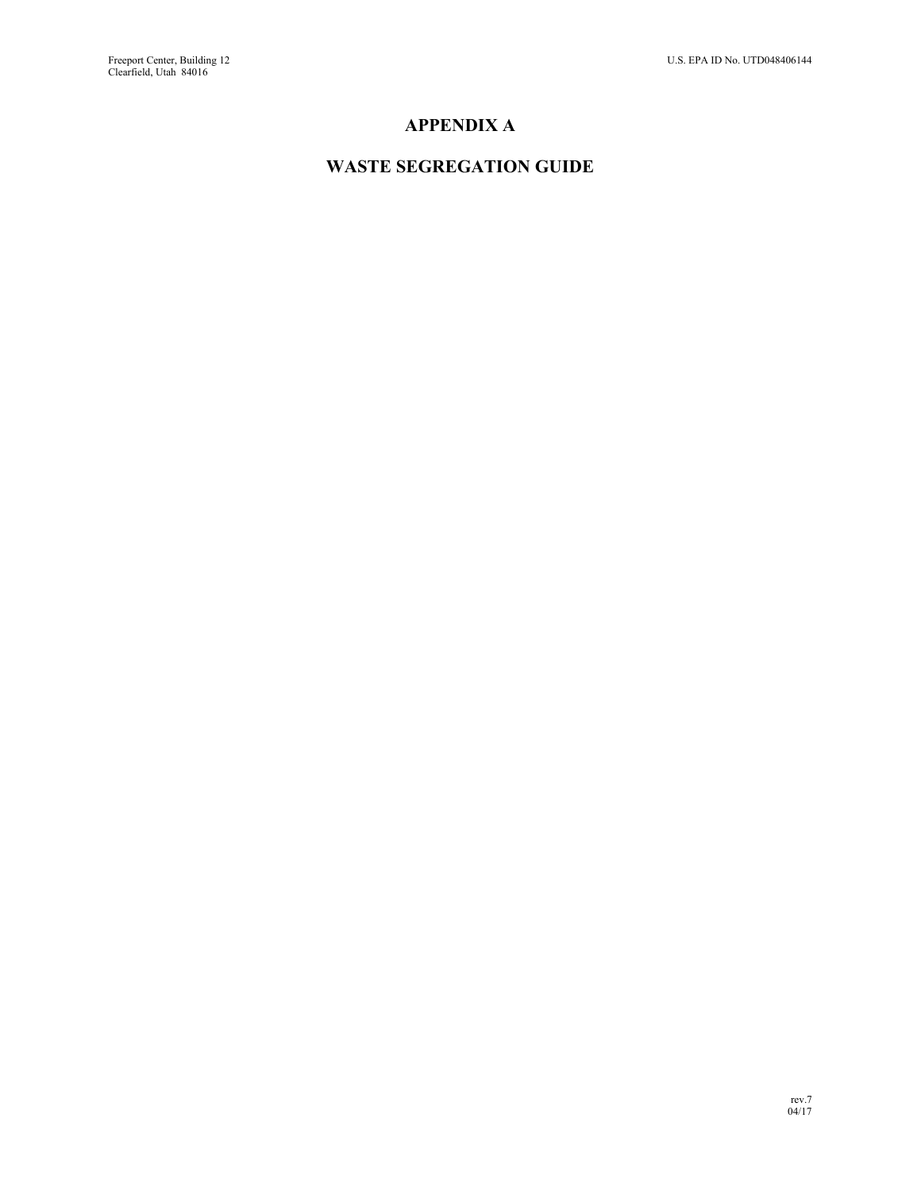# APPENDIX A

# WASTE SEGREGATION GUIDE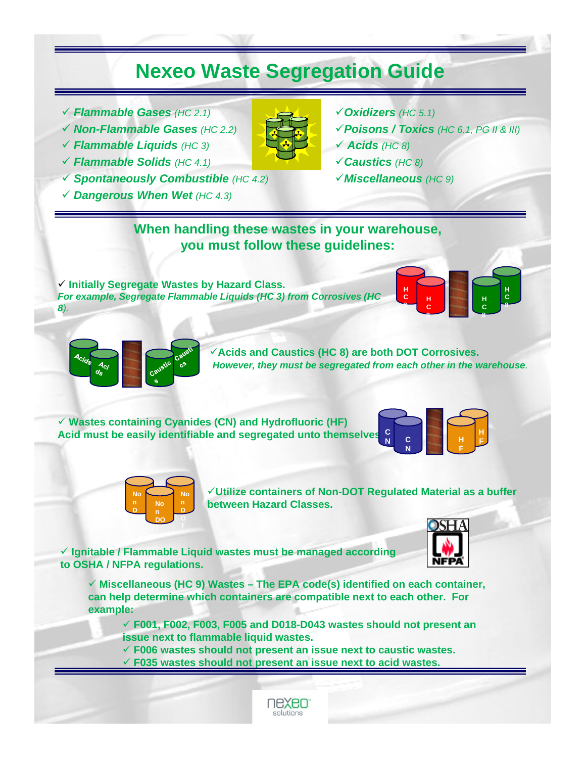# Nexeo Waste Segregation Guide

- ✓ ***Flammable Gases*** *(HC 2.1)*
- ✓ ***Non-Flammable Gases*** *(HC 2.2)*
- ✓ ***Flammable Liquids*** *(HC 3)*
- ✓ ***Flammable Solids*** *(HC 4.1)*
- ✓ ***Spontaneously Combustible*** *(HC 4.2)*
- ✓ ***Dangerous When Wet*** *(HC 4.3)*
- ✓ ***Oxidizers*** *(HC 5.1)*
- ✓ ***Poisons / Toxics*** *(HC 6.1, PG II & III)*
- ✓ ***Acids*** *(HC 8)*
- ✓ ***Caustics*** *(HC 8)*
- ✓ ***Miscellaneous*** *(HC 9)*

## When handling these wastes in your warehouse, you must follow these guidelines:

✓ **Initially Segregate Wastes by Hazard Class.**
***For example, Segregate Flammable Liquids (HC 3) from Corrosives (HC 8).***

✓ **Acids and Caustics (HC 8) are both DOT Corrosives.**
***However, they must be segregated from each other in the warehouse.***

✓ **Wastes containing Cyanides (CN) and Hydrofluoric (HF) Acid must be easily identifiable and segregated unto themselves.**

✓ **Utilize containers of Non-DOT Regulated Material as a buffer between Hazard Classes.**

✓ **Ignitable / Flammable Liquid wastes must be managed according to OSHA / NFPA regulations.**

✓ **Miscellaneous (HC 9) Wastes – The EPA code(s) identified on each container, can help determine which containers are compatible next to each other. For example:**

- ✓ **F001, F002, F003, F005 and D018-D043 wastes should not present an issue next to flammable liquid wastes.**
- ✓ **F006 wastes should not present an issue next to caustic wastes.**
- ✓ **F035 wastes should not present an issue next to acid wastes.**